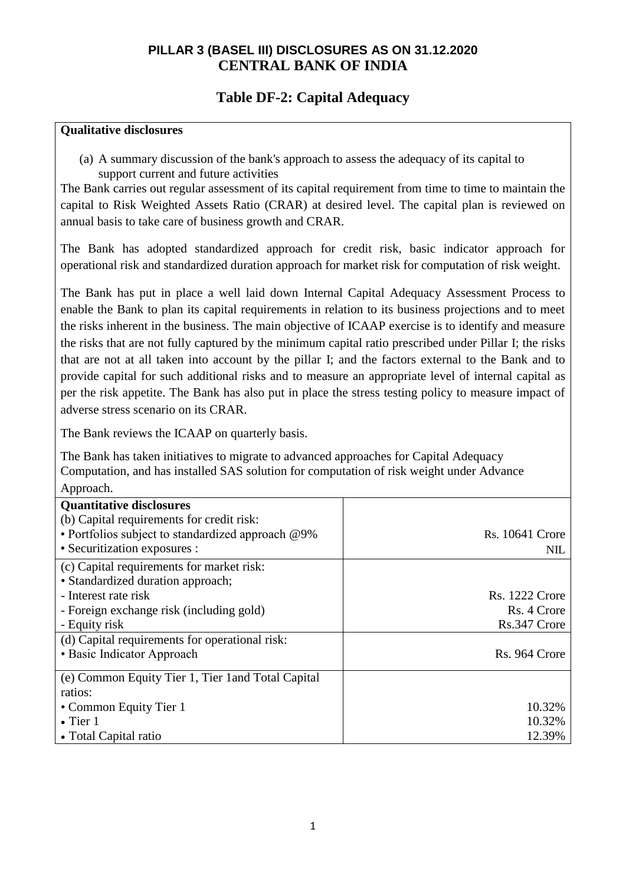**PILLAR 3 (BASEL III) DISCLOSURES AS ON 31.12.2020**
**CENTRAL BANK OF INDIA**

## Table DF-2: Capital Adequacy

**Qualitative disclosures**

(a) A summary discussion of the bank's approach to assess the adequacy of its capital to support current and future activities

The Bank carries out regular assessment of its capital requirement from time to time to maintain the capital to Risk Weighted Assets Ratio (CRAR) at desired level. The capital plan is reviewed on annual basis to take care of business growth and CRAR.

The Bank has adopted standardized approach for credit risk, basic indicator approach for operational risk and standardized duration approach for market risk for computation of risk weight.

The Bank has put in place a well laid down Internal Capital Adequacy Assessment Process to enable the Bank to plan its capital requirements in relation to its business projections and to meet the risks inherent in the business. The main objective of ICAAP exercise is to identify and measure the risks that are not fully captured by the minimum capital ratio prescribed under Pillar I; the risks that are not at all taken into account by the pillar I; and the factors external to the Bank and to provide capital for such additional risks and to measure an appropriate level of internal capital as per the risk appetite. The Bank has also put in place the stress testing policy to measure impact of adverse stress scenario on its CRAR.

The Bank reviews the ICAAP on quarterly basis.

The Bank has taken initiatives to migrate to advanced approaches for Capital Adequacy Computation, and has installed SAS solution for computation of risk weight under Advance Approach.

| **Quantitative disclosures** | |
|---|---|
| (b) Capital requirements for credit risk: | |
| • Portfolios subject to standardized approach @9% | Rs. 10641 Crore |
| • Securitization exposures : | NIL |
| (c) Capital requirements for market risk: | |
| • Standardized duration approach; | |
| - Interest rate risk | Rs. 1222 Crore |
| - Foreign exchange risk (including gold) | Rs. 4 Crore |
| - Equity risk | Rs.347 Crore |
| (d) Capital requirements for operational risk: | |
| • Basic Indicator Approach | Rs. 964 Crore |
| (e) Common Equity Tier 1, Tier 1and Total Capital ratios: | |
| • Common Equity Tier 1 | 10.32% |
| • Tier 1 | 10.32% |
| • Total Capital ratio | 12.39% |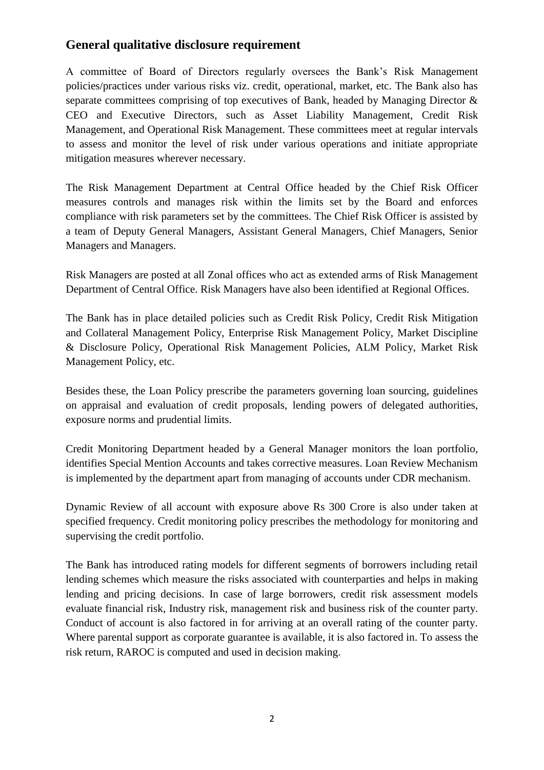## General qualitative disclosure requirement

A committee of Board of Directors regularly oversees the Bank's Risk Management policies/practices under various risks viz. credit, operational, market, etc. The Bank also has separate committees comprising of top executives of Bank, headed by Managing Director & CEO and Executive Directors, such as Asset Liability Management, Credit Risk Management, and Operational Risk Management. These committees meet at regular intervals to assess and monitor the level of risk under various operations and initiate appropriate mitigation measures wherever necessary.

The Risk Management Department at Central Office headed by the Chief Risk Officer measures controls and manages risk within the limits set by the Board and enforces compliance with risk parameters set by the committees. The Chief Risk Officer is assisted by a team of Deputy General Managers, Assistant General Managers, Chief Managers, Senior Managers and Managers.

Risk Managers are posted at all Zonal offices who act as extended arms of Risk Management Department of Central Office. Risk Managers have also been identified at Regional Offices.

The Bank has in place detailed policies such as Credit Risk Policy, Credit Risk Mitigation and Collateral Management Policy, Enterprise Risk Management Policy, Market Discipline & Disclosure Policy, Operational Risk Management Policies, ALM Policy, Market Risk Management Policy, etc.

Besides these, the Loan Policy prescribe the parameters governing loan sourcing, guidelines on appraisal and evaluation of credit proposals, lending powers of delegated authorities, exposure norms and prudential limits.

Credit Monitoring Department headed by a General Manager monitors the loan portfolio, identifies Special Mention Accounts and takes corrective measures. Loan Review Mechanism is implemented by the department apart from managing of accounts under CDR mechanism.

Dynamic Review of all account with exposure above Rs 300 Crore is also under taken at specified frequency. Credit monitoring policy prescribes the methodology for monitoring and supervising the credit portfolio.

The Bank has introduced rating models for different segments of borrowers including retail lending schemes which measure the risks associated with counterparties and helps in making lending and pricing decisions. In case of large borrowers, credit risk assessment models evaluate financial risk, Industry risk, management risk and business risk of the counter party. Conduct of account is also factored in for arriving at an overall rating of the counter party. Where parental support as corporate guarantee is available, it is also factored in. To assess the risk return, RAROC is computed and used in decision making.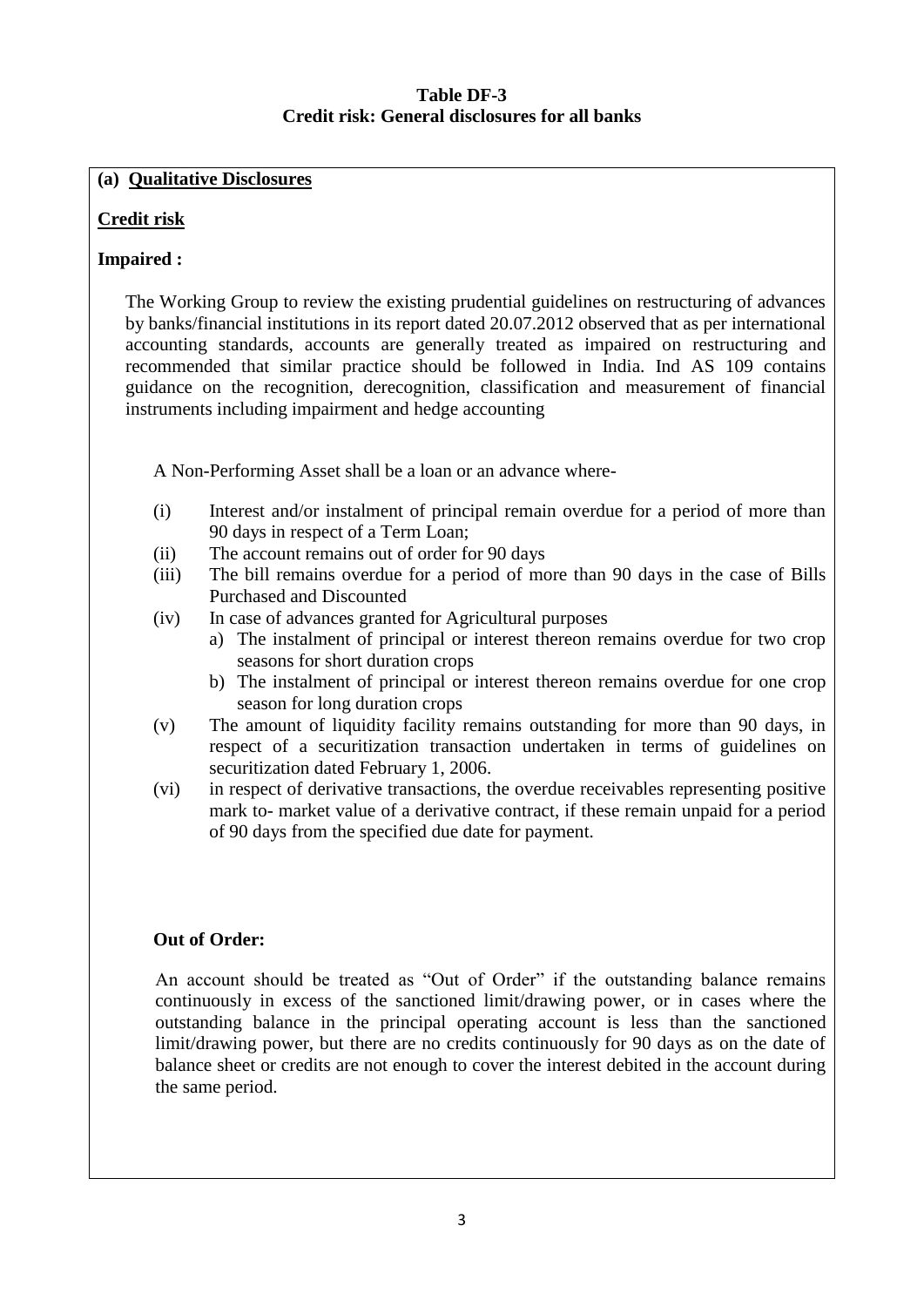# Table DF-3
## Credit risk: General disclosures for all banks

**(a) Qualitative Disclosures**

**Credit risk**

**Impaired :**

The Working Group to review the existing prudential guidelines on restructuring of advances by banks/financial institutions in its report dated 20.07.2012 observed that as per international accounting standards, accounts are generally treated as impaired on restructuring and recommended that similar practice should be followed in India. Ind AS 109 contains guidance on the recognition, derecognition, classification and measurement of financial instruments including impairment and hedge accounting

A Non-Performing Asset shall be a loan or an advance where-

(i) Interest and/or instalment of principal remain overdue for a period of more than 90 days in respect of a Term Loan;

(ii) The account remains out of order for 90 days

(iii) The bill remains overdue for a period of more than 90 days in the case of Bills Purchased and Discounted

(iv) In case of advances granted for Agricultural purposes

   a) The instalment of principal or interest thereon remains overdue for two crop seasons for short duration crops

   b) The instalment of principal or interest thereon remains overdue for one crop season for long duration crops

(v) The amount of liquidity facility remains outstanding for more than 90 days, in respect of a securitization transaction undertaken in terms of guidelines on securitization dated February 1, 2006.

(vi) in respect of derivative transactions, the overdue receivables representing positive mark to- market value of a derivative contract, if these remain unpaid for a period of 90 days from the specified due date for payment.

**Out of Order:**

An account should be treated as "Out of Order" if the outstanding balance remains continuously in excess of the sanctioned limit/drawing power, or in cases where the outstanding balance in the principal operating account is less than the sanctioned limit/drawing power, but there are no credits continuously for 90 days as on the date of balance sheet or credits are not enough to cover the interest debited in the account during the same period.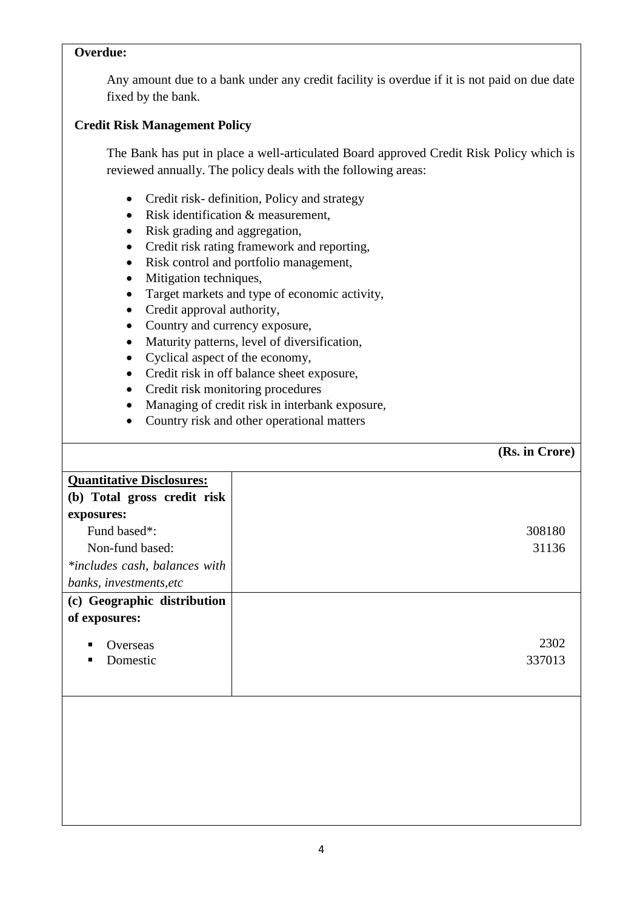**Overdue:**

Any amount due to a bank under any credit facility is overdue if it is not paid on due date fixed by the bank.

**Credit Risk Management Policy**

The Bank has put in place a well-articulated Board approved Credit Risk Policy which is reviewed annually. The policy deals with the following areas:

- Credit risk- definition, Policy and strategy
- Risk identification & measurement,
- Risk grading and aggregation,
- Credit risk rating framework and reporting,
- Risk control and portfolio management,
- Mitigation techniques,
- Target markets and type of economic activity,
- Credit approval authority,
- Country and currency exposure,
- Maturity patterns, level of diversification,
- Cyclical aspect of the economy,
- Credit risk in off balance sheet exposure,
- Credit risk monitoring procedures
- Managing of credit risk in interbank exposure,
- Country risk and other operational matters

**(Rs. in Crore)**

| **Quantitative Disclosures:** | |
|---|---|
| **(b) Total gross credit risk exposures:** | |
| Fund based*: | 308180 |
| Non-fund based: | 31136 |
| *\*includes cash, balances with banks, investments,etc* | |
| **(c) Geographic distribution of exposures:** | |
| ▪ Overseas | 2302 |
| ▪ Domestic | 337013 |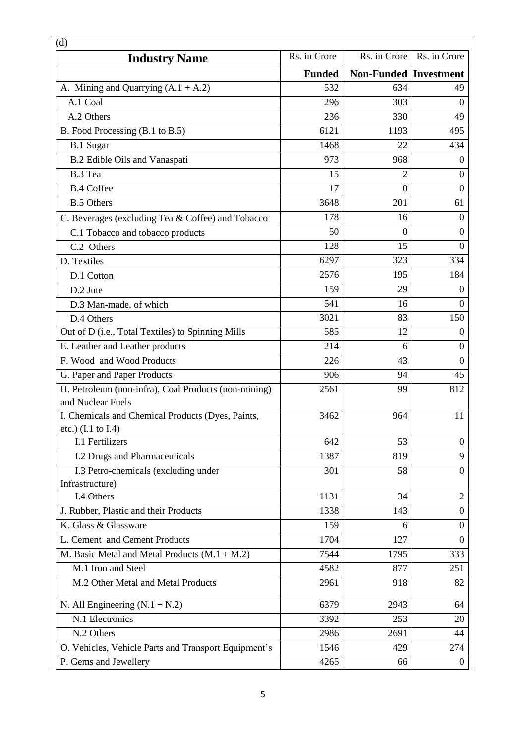(d)

| Industry Name | Rs. in Crore | Rs. in Crore | Rs. in Crore |
|---|---|---|---|
| | **Funded** | **Non-Funded** | **Investment** |
| A. Mining and Quarrying (A.1 + A.2) | 532 | 634 | 49 |
| A.1 Coal | 296 | 303 | 0 |
| A.2 Others | 236 | 330 | 49 |
| B. Food Processing (B.1 to B.5) | 6121 | 1193 | 495 |
| B.1 Sugar | 1468 | 22 | 434 |
| B.2 Edible Oils and Vanaspati | 973 | 968 | 0 |
| B.3 Tea | 15 | 2 | 0 |
| B.4 Coffee | 17 | 0 | 0 |
| B.5 Others | 3648 | 201 | 61 |
| C. Beverages (excluding Tea & Coffee) and Tobacco | 178 | 16 | 0 |
| C.1 Tobacco and tobacco products | 50 | 0 | 0 |
| C.2 Others | 128 | 15 | 0 |
| D. Textiles | 6297 | 323 | 334 |
| D.1 Cotton | 2576 | 195 | 184 |
| D.2 Jute | 159 | 29 | 0 |
| D.3 Man-made, of which | 541 | 16 | 0 |
| D.4 Others | 3021 | 83 | 150 |
| Out of D (i.e., Total Textiles) to Spinning Mills | 585 | 12 | 0 |
| E. Leather and Leather products | 214 | 6 | 0 |
| F. Wood and Wood Products | 226 | 43 | 0 |
| G. Paper and Paper Products | 906 | 94 | 45 |
| H. Petroleum (non-infra), Coal Products (non-mining) and Nuclear Fuels | 2561 | 99 | 812 |
| I. Chemicals and Chemical Products (Dyes, Paints, etc.) (I.1 to I.4) | 3462 | 964 | 11 |
| I.1 Fertilizers | 642 | 53 | 0 |
| I.2 Drugs and Pharmaceuticals | 1387 | 819 | 9 |
| I.3 Petro-chemicals (excluding under Infrastructure) | 301 | 58 | 0 |
| I.4 Others | 1131 | 34 | 2 |
| J. Rubber, Plastic and their Products | 1338 | 143 | 0 |
| K. Glass & Glassware | 159 | 6 | 0 |
| L. Cement and Cement Products | 1704 | 127 | 0 |
| M. Basic Metal and Metal Products (M.1 + M.2) | 7544 | 1795 | 333 |
| M.1 Iron and Steel | 4582 | 877 | 251 |
| M.2 Other Metal and Metal Products | 2961 | 918 | 82 |
| N. All Engineering (N.1 + N.2) | 6379 | 2943 | 64 |
| N.1 Electronics | 3392 | 253 | 20 |
| N.2 Others | 2986 | 2691 | 44 |
| O. Vehicles, Vehicle Parts and Transport Equipment's | 1546 | 429 | 274 |
| P. Gems and Jewellery | 4265 | 66 | 0 |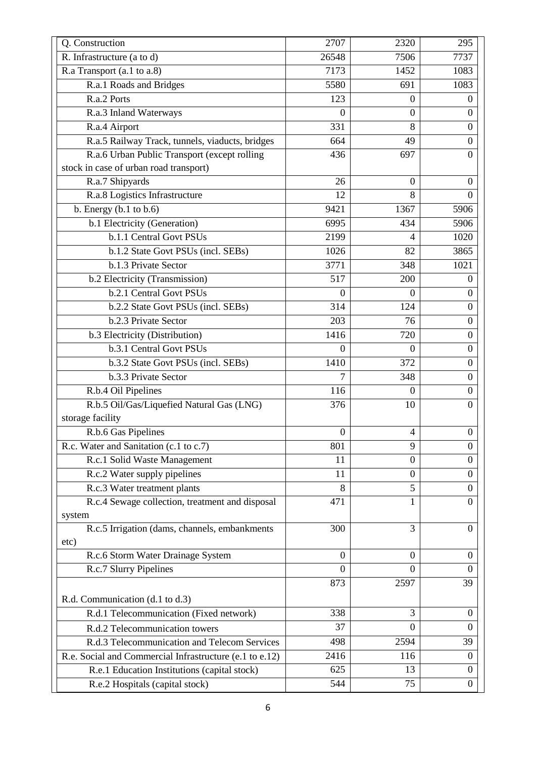| Q. Construction | 2707 | 2320 | 295 |
|---|---|---|---|
| R. Infrastructure (a to d) | 26548 | 7506 | 7737 |
| R.a Transport (a.1 to a.8) | 7173 | 1452 | 1083 |
| R.a.1 Roads and Bridges | 5580 | 691 | 1083 |
| R.a.2 Ports | 123 | 0 | 0 |
| R.a.3 Inland Waterways | 0 | 0 | 0 |
| R.a.4 Airport | 331 | 8 | 0 |
| R.a.5 Railway Track, tunnels, viaducts, bridges | 664 | 49 | 0 |
| R.a.6 Urban Public Transport (except rolling stock in case of urban road transport) | 436 | 697 | 0 |
| R.a.7 Shipyards | 26 | 0 | 0 |
| R.a.8 Logistics Infrastructure | 12 | 8 | 0 |
| b. Energy (b.1 to b.6) | 9421 | 1367 | 5906 |
| b.1 Electricity (Generation) | 6995 | 434 | 5906 |
| b.1.1 Central Govt PSUs | 2199 | 4 | 1020 |
| b.1.2 State Govt PSUs (incl. SEBs) | 1026 | 82 | 3865 |
| b.1.3 Private Sector | 3771 | 348 | 1021 |
| b.2 Electricity (Transmission) | 517 | 200 | 0 |
| b.2.1 Central Govt PSUs | 0 | 0 | 0 |
| b.2.2 State Govt PSUs (incl. SEBs) | 314 | 124 | 0 |
| b.2.3 Private Sector | 203 | 76 | 0 |
| b.3 Electricity (Distribution) | 1416 | 720 | 0 |
| b.3.1 Central Govt PSUs | 0 | 0 | 0 |
| b.3.2 State Govt PSUs (incl. SEBs) | 1410 | 372 | 0 |
| b.3.3 Private Sector | 7 | 348 | 0 |
| R.b.4 Oil Pipelines | 116 | 0 | 0 |
| R.b.5 Oil/Gas/Liquefied Natural Gas (LNG) storage facility | 376 | 10 | 0 |
| R.b.6 Gas Pipelines | 0 | 4 | 0 |
| R.c. Water and Sanitation (c.1 to c.7) | 801 | 9 | 0 |
| R.c.1 Solid Waste Management | 11 | 0 | 0 |
| R.c.2 Water supply pipelines | 11 | 0 | 0 |
| R.c.3 Water treatment plants | 8 | 5 | 0 |
| R.c.4 Sewage collection, treatment and disposal system | 471 | 1 | 0 |
| R.c.5 Irrigation (dams, channels, embankments etc) | 300 | 3 | 0 |
| R.c.6 Storm Water Drainage System | 0 | 0 | 0 |
| R.c.7 Slurry Pipelines | 0 | 0 | 0 |
| R.d. Communication (d.1 to d.3) | 873 | 2597 | 39 |
| R.d.1 Telecommunication (Fixed network) | 338 | 3 | 0 |
| R.d.2 Telecommunication towers | 37 | 0 | 0 |
| R.d.3 Telecommunication and Telecom Services | 498 | 2594 | 39 |
| R.e. Social and Commercial Infrastructure (e.1 to e.12) | 2416 | 116 | 0 |
| R.e.1 Education Institutions (capital stock) | 625 | 13 | 0 |
| R.e.2 Hospitals (capital stock) | 544 | 75 | 0 |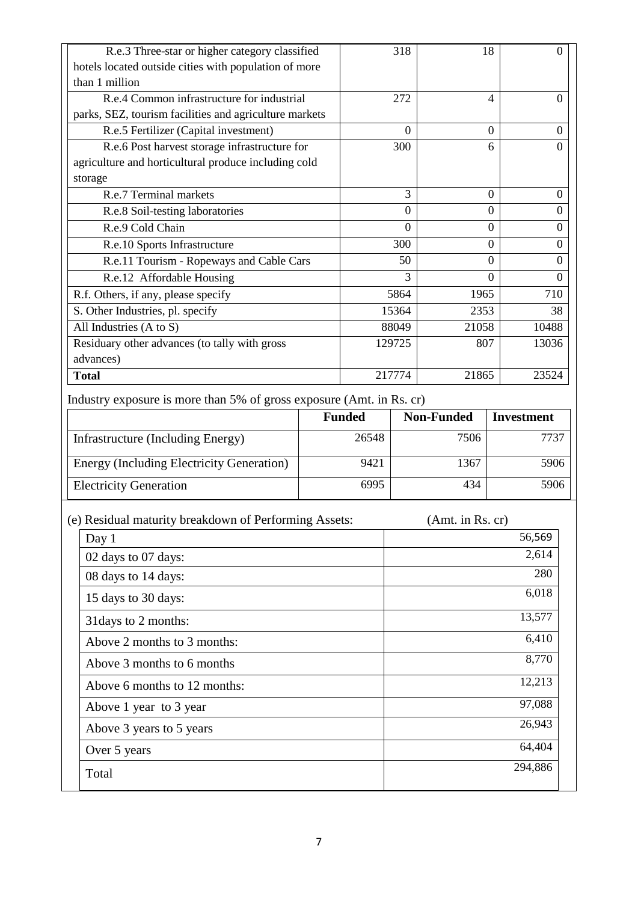| | | | |
|---|---|---|---|
| R.e.3 Three-star or higher category classified hotels located outside cities with population of more than 1 million | 318 | 18 | 0 |
| R.e.4 Common infrastructure for industrial parks, SEZ, tourism facilities and agriculture markets | 272 | 4 | 0 |
| R.e.5 Fertilizer (Capital investment) | 0 | 0 | 0 |
| R.e.6 Post harvest storage infrastructure for agriculture and horticultural produce including cold storage | 300 | 6 | 0 |
| R.e.7 Terminal markets | 3 | 0 | 0 |
| R.e.8 Soil-testing laboratories | 0 | 0 | 0 |
| R.e.9 Cold Chain | 0 | 0 | 0 |
| R.e.10 Sports Infrastructure | 300 | 0 | 0 |
| R.e.11 Tourism - Ropeways and Cable Cars | 50 | 0 | 0 |
| R.e.12 Affordable Housing | 3 | 0 | 0 |
| R.f. Others, if any, please specify | 5864 | 1965 | 710 |
| S. Other Industries, pl. specify | 15364 | 2353 | 38 |
| All Industries (A to S) | 88049 | 21058 | 10488 |
| Residuary other advances (to tally with gross advances) | 129725 | 807 | 13036 |
| **Total** | 217774 | 21865 | 23524 |

Industry exposure is more than 5% of gross exposure (Amt. in Rs. cr)

| | Funded | Non-Funded | Investment |
|---|---|---|---|
| Infrastructure (Including Energy) | 26548 | 7506 | 7737 |
| Energy (Including Electricity Generation) | 9421 | 1367 | 5906 |
| Electricity Generation | 6995 | 434 | 5906 |

(e) Residual maturity breakdown of Performing Assets: (Amt. in Rs. cr)

| | |
|---|---|
| Day 1 | 56,569 |
| 02 days to 07 days: | 2,614 |
| 08 days to 14 days: | 280 |
| 15 days to 30 days: | 6,018 |
| 31days to 2 months: | 13,577 |
| Above 2 months to 3 months: | 6,410 |
| Above 3 months to 6 months | 8,770 |
| Above 6 months to 12 months: | 12,213 |
| Above 1 year to 3 year | 97,088 |
| Above 3 years to 5 years | 26,943 |
| Over 5 years | 64,404 |
| Total | 294,886 |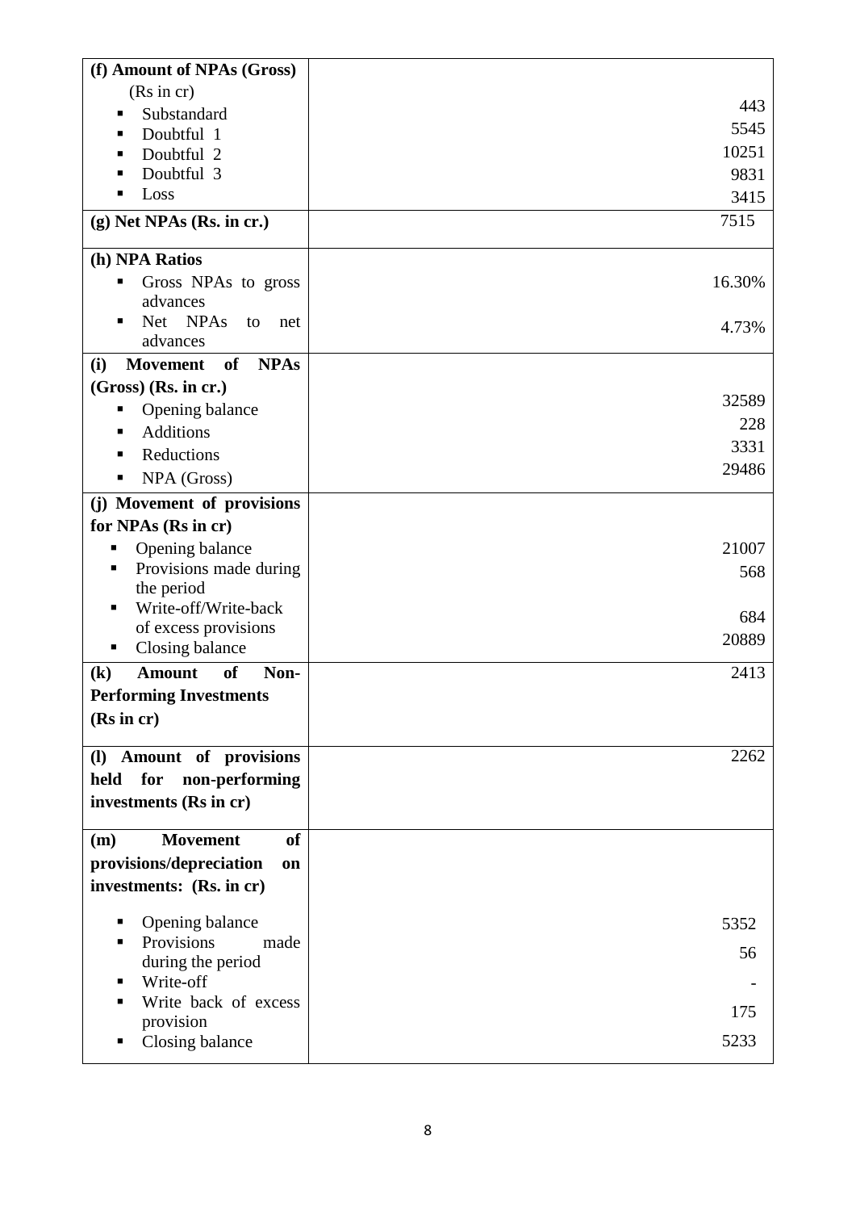| | |
|---|---|
| **(f) Amount of NPAs (Gross)** (Rs in cr) | |
| ▪ Substandard | 443 |
| ▪ Doubtful 1 | 5545 |
| ▪ Doubtful 2 | 10251 |
| ▪ Doubtful 3 | 9831 |
| ▪ Loss | 3415 |
| **(g) Net NPAs (Rs. in cr.)** | 7515 |
| **(h) NPA Ratios** | |
| ▪ Gross NPAs to gross advances | 16.30% |
| ▪ Net NPAs to net advances | 4.73% |
| **(i) Movement of NPAs (Gross) (Rs. in cr.)** | |
| ▪ Opening balance | 32589 |
| ▪ Additions | 228 |
| ▪ Reductions | 3331 |
| ▪ NPA (Gross) | 29486 |
| **(j) Movement of provisions for NPAs (Rs in cr)** | |
| ▪ Opening balance | 21007 |
| ▪ Provisions made during the period | 568 |
| ▪ Write-off/Write-back of excess provisions | 684 |
| ▪ Closing balance | 20889 |
| **(k) Amount of Non-Performing Investments (Rs in cr)** | 2413 |
| **(l) Amount of provisions held for non-performing investments (Rs in cr)** | 2262 |
| **(m) Movement of provisions/depreciation on investments: (Rs. in cr)** | |
| ▪ Opening balance | 5352 |
| ▪ Provisions made during the period | 56 |
| ▪ Write-off | - |
| ▪ Write back of excess provision | 175 |
| ▪ Closing balance | 5233 |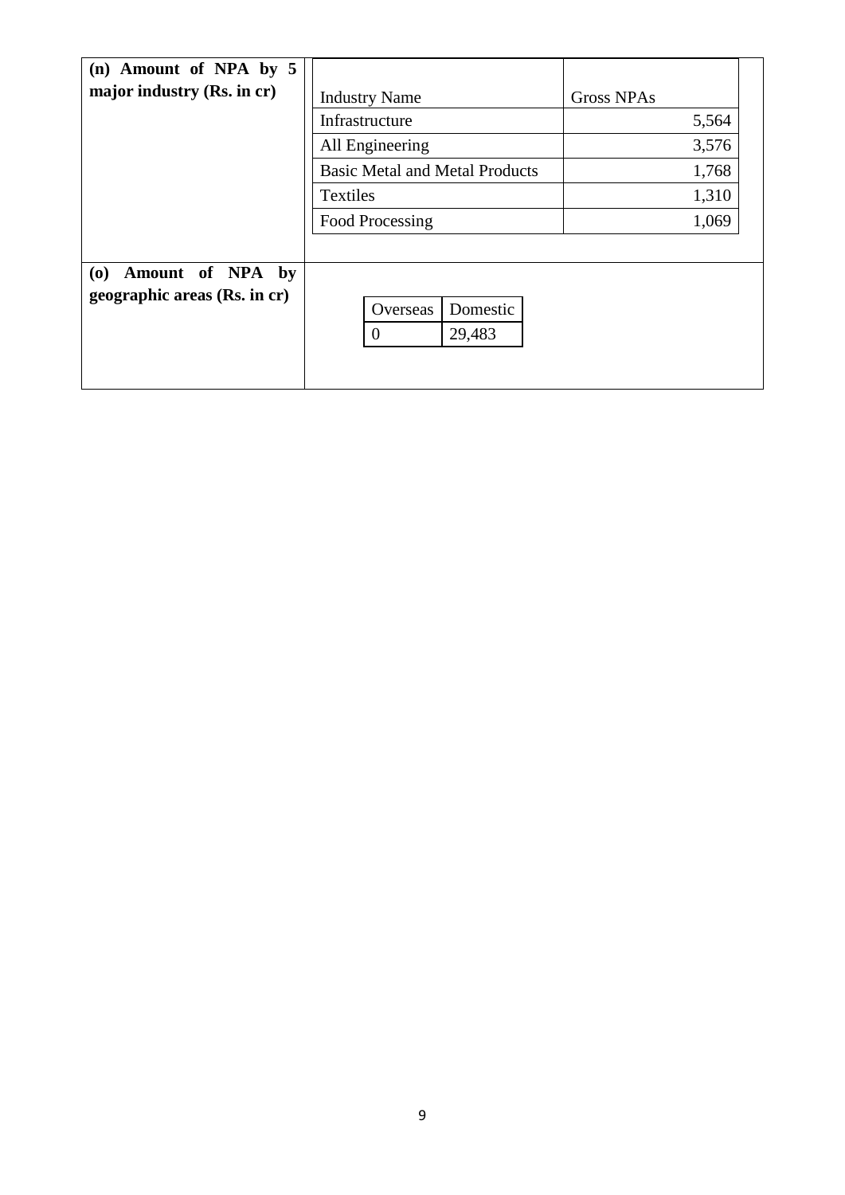| | | |
|---|---|---|
| **(n) Amount of NPA by 5 major industry (Rs. in cr)** | Industry Name | Gross NPAs |
| | Infrastructure | 5,564 |
| | All Engineering | 3,576 |
| | Basic Metal and Metal Products | 1,768 |
| | Textiles | 1,310 |
| | Food Processing | 1,069 |

| | | |
|---|---|---|
| **(o) Amount of NPA by geographic areas (Rs. in cr)** | Overseas | Domestic |
| | 0 | 29,483 |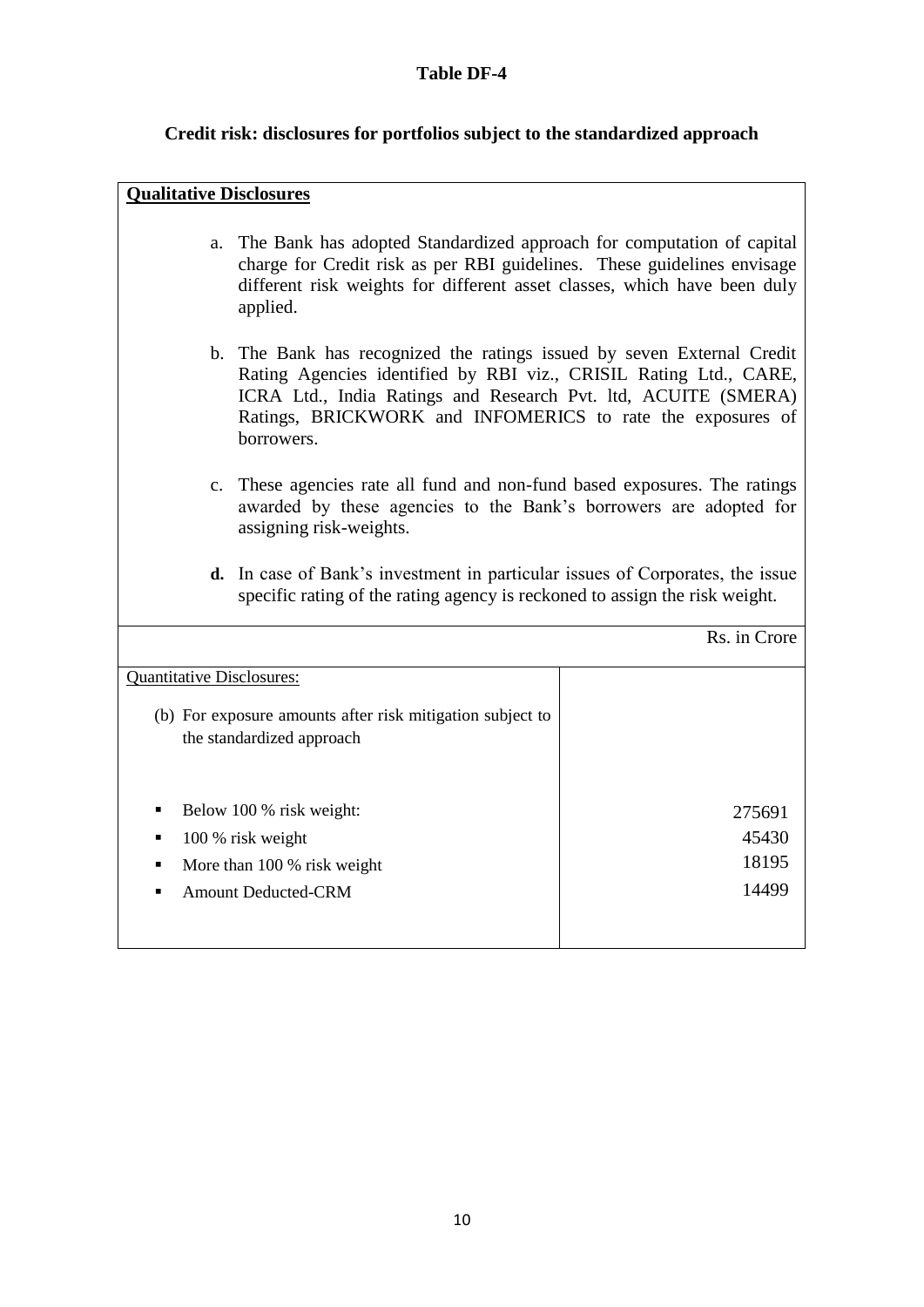# Table DF-4

## Credit risk: disclosures for portfolios subject to the standardized approach

**Qualitative Disclosures**

a. The Bank has adopted Standardized approach for computation of capital charge for Credit risk as per RBI guidelines. These guidelines envisage different risk weights for different asset classes, which have been duly applied.

b. The Bank has recognized the ratings issued by seven External Credit Rating Agencies identified by RBI viz., CRISIL Rating Ltd., CARE, ICRA Ltd., India Ratings and Research Pvt. ltd, ACUITE (SMERA) Ratings, BRICKWORK and INFOMERICS to rate the exposures of borrowers.

c. These agencies rate all fund and non-fund based exposures. The ratings awarded by these agencies to the Bank's borrowers are adopted for assigning risk-weights.

**d.** In case of Bank's investment in particular issues of Corporates, the issue specific rating of the rating agency is reckoned to assign the risk weight.

Rs. in Crore

| Quantitative Disclosures: | |
|---|---|
| (b) For exposure amounts after risk mitigation subject to the standardized approach | |
| ▪ Below 100 % risk weight: | 275691 |
| ▪ 100 % risk weight | 45430 |
| ▪ More than 100 % risk weight | 18195 |
| ▪ Amount Deducted-CRM | 14499 |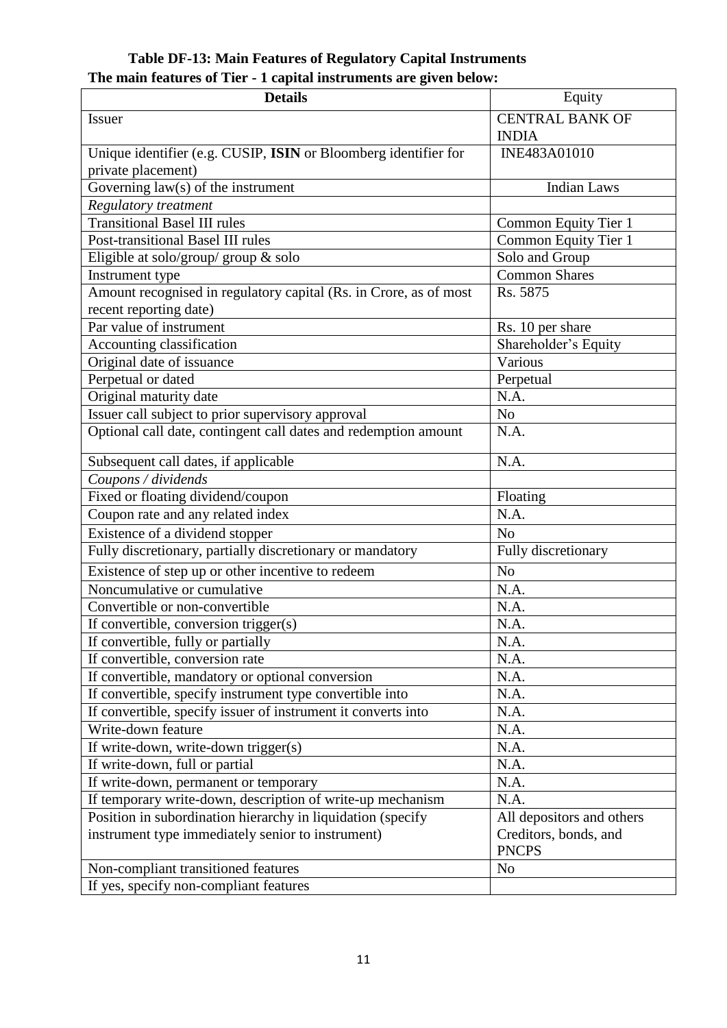**Table DF-13: Main Features of Regulatory Capital Instruments**

**The main features of Tier - 1 capital instruments are given below:**

| **Details** | Equity |
|---|---|
| Issuer | CENTRAL BANK OF INDIA |
| Unique identifier (e.g. CUSIP, **ISIN** or Bloomberg identifier for private placement) | INE483A01010 |
| Governing law(s) of the instrument | Indian Laws |
| *Regulatory treatment* | |
| Transitional Basel III rules | Common Equity Tier 1 |
| Post-transitional Basel III rules | Common Equity Tier 1 |
| Eligible at solo/group/ group & solo | Solo and Group |
| Instrument type | Common Shares |
| Amount recognised in regulatory capital (Rs. in Crore, as of most recent reporting date) | Rs. 5875 |
| Par value of instrument | Rs. 10 per share |
| Accounting classification | Shareholder's Equity |
| Original date of issuance | Various |
| Perpetual or dated | Perpetual |
| Original maturity date | N.A. |
| Issuer call subject to prior supervisory approval | No |
| Optional call date, contingent call dates and redemption amount | N.A. |
| Subsequent call dates, if applicable | N.A. |
| *Coupons / dividends* | |
| Fixed or floating dividend/coupon | Floating |
| Coupon rate and any related index | N.A. |
| Existence of a dividend stopper | No |
| Fully discretionary, partially discretionary or mandatory | Fully discretionary |
| Existence of step up or other incentive to redeem | No |
| Noncumulative or cumulative | N.A. |
| Convertible or non-convertible | N.A. |
| If convertible, conversion trigger(s) | N.A. |
| If convertible, fully or partially | N.A. |
| If convertible, conversion rate | N.A. |
| If convertible, mandatory or optional conversion | N.A. |
| If convertible, specify instrument type convertible into | N.A. |
| If convertible, specify issuer of instrument it converts into | N.A. |
| Write-down feature | N.A. |
| If write-down, write-down trigger(s) | N.A. |
| If write-down, full or partial | N.A. |
| If write-down, permanent or temporary | N.A. |
| If temporary write-down, description of write-up mechanism | N.A. |
| Position in subordination hierarchy in liquidation (specify instrument type immediately senior to instrument) | All depositors and others Creditors, bonds, and PNCPS |
| Non-compliant transitioned features | No |
| If yes, specify non-compliant features | |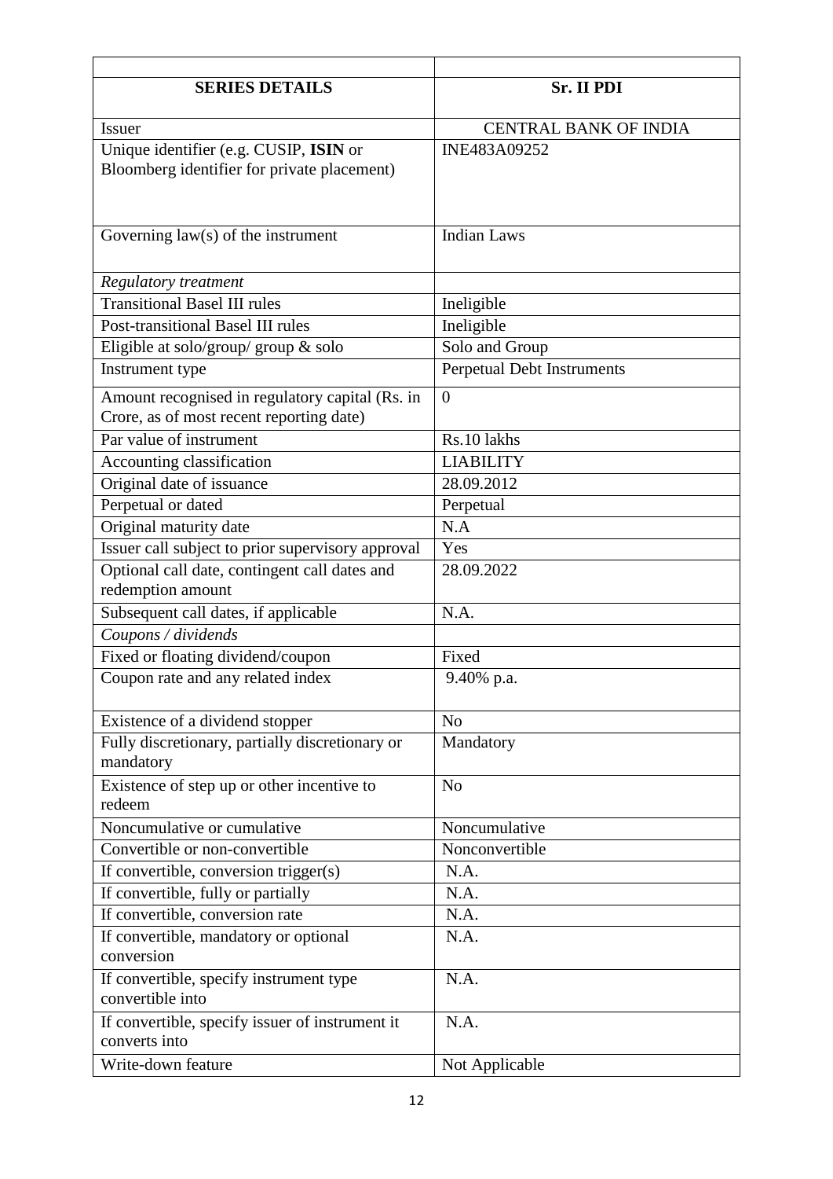| | |
|---|---|
| **SERIES DETAILS** | **Sr. II PDI** |
| Issuer | CENTRAL BANK OF INDIA |
| Unique identifier (e.g. CUSIP, **ISIN** or Bloomberg identifier for private placement) | INE483A09252 |
| Governing law(s) of the instrument | Indian Laws |
| *Regulatory treatment* | |
| Transitional Basel III rules | Ineligible |
| Post-transitional Basel III rules | Ineligible |
| Eligible at solo/group/ group & solo | Solo and Group |
| Instrument type | Perpetual Debt Instruments |
| Amount recognised in regulatory capital (Rs. in Crore, as of most recent reporting date) | 0 |
| Par value of instrument | Rs.10 lakhs |
| Accounting classification | LIABILITY |
| Original date of issuance | 28.09.2012 |
| Perpetual or dated | Perpetual |
| Original maturity date | N.A |
| Issuer call subject to prior supervisory approval | Yes |
| Optional call date, contingent call dates and redemption amount | 28.09.2022 |
| Subsequent call dates, if applicable | N.A. |
| *Coupons / dividends* | |
| Fixed or floating dividend/coupon | Fixed |
| Coupon rate and any related index | 9.40% p.a. |
| Existence of a dividend stopper | No |
| Fully discretionary, partially discretionary or mandatory | Mandatory |
| Existence of step up or other incentive to redeem | No |
| Noncumulative or cumulative | Noncumulative |
| Convertible or non-convertible | Nonconvertible |
| If convertible, conversion trigger(s) | N.A. |
| If convertible, fully or partially | N.A. |
| If convertible, conversion rate | N.A. |
| If convertible, mandatory or optional conversion | N.A. |
| If convertible, specify instrument type convertible into | N.A. |
| If convertible, specify issuer of instrument it converts into | N.A. |
| Write-down feature | Not Applicable |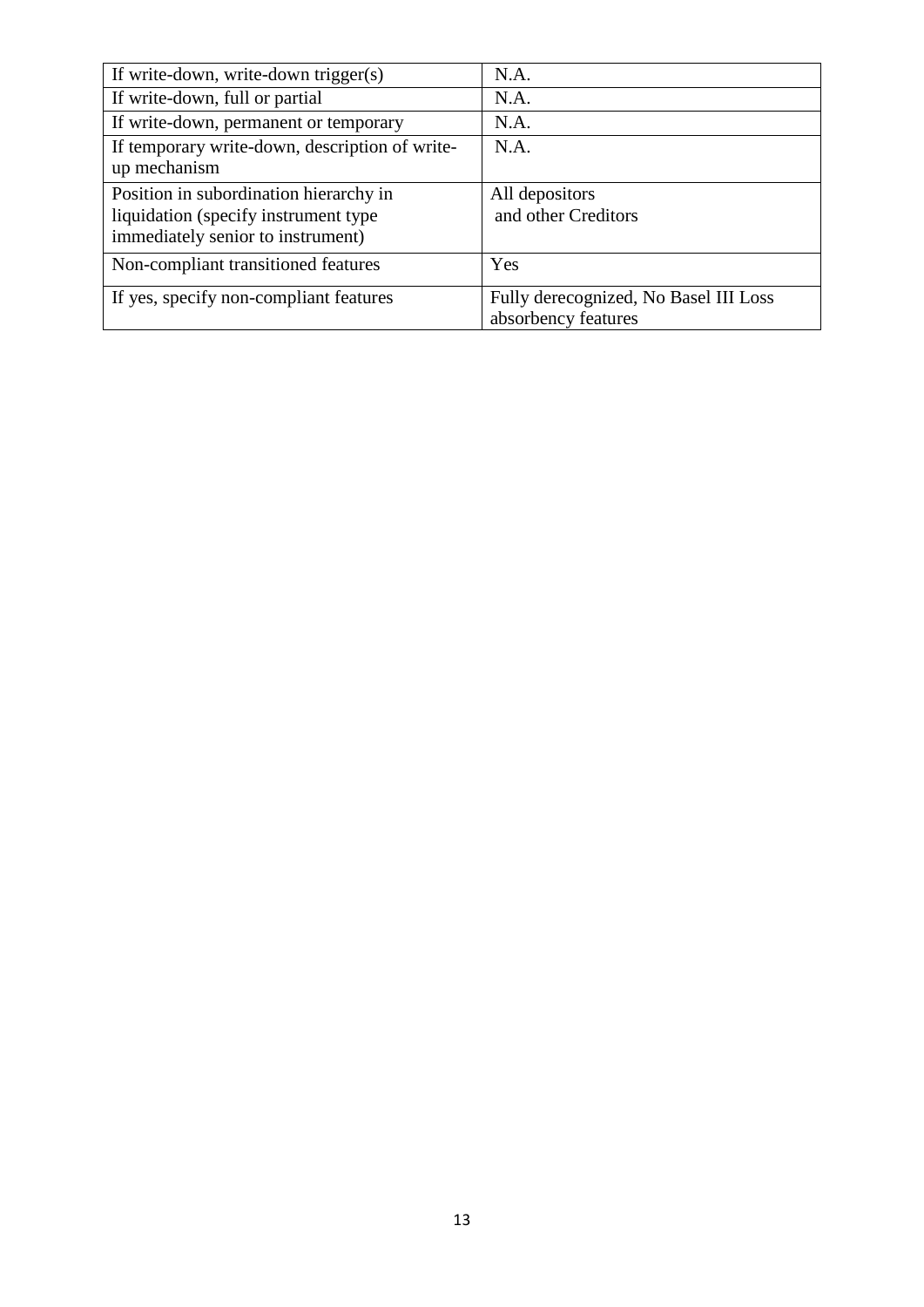| | |
|---|---|
| If write-down, write-down trigger(s) | N.A. |
| If write-down, full or partial | N.A. |
| If write-down, permanent or temporary | N.A. |
| If temporary write-down, description of write-up mechanism | N.A. |
| Position in subordination hierarchy in liquidation (specify instrument type immediately senior to instrument) | All depositors and other Creditors |
| Non-compliant transitioned features | Yes |
| If yes, specify non-compliant features | Fully derecognized, No Basel III Loss absorbency features |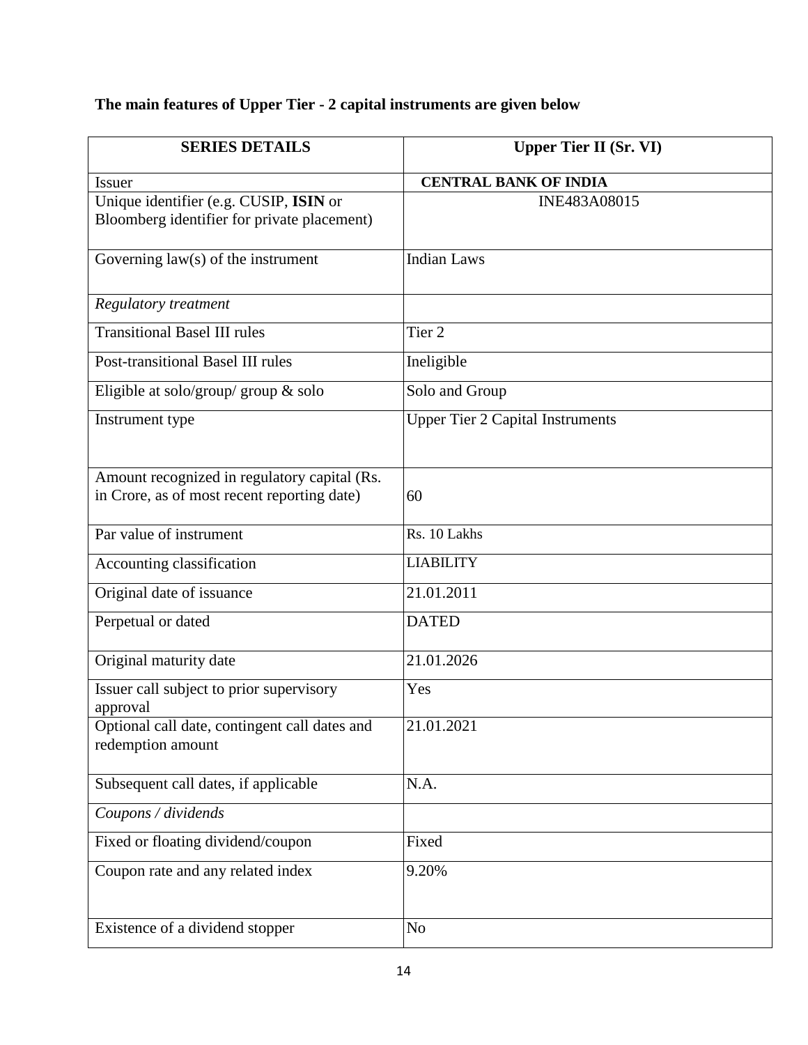**The main features of Upper Tier - 2 capital instruments are given below**

| **SERIES DETAILS** | **Upper Tier II (Sr. VI)** |
|---|---|
| Issuer | **CENTRAL BANK OF INDIA** |
| Unique identifier (e.g. CUSIP, **ISIN** or Bloomberg identifier for private placement) | INE483A08015 |
| Governing law(s) of the instrument | Indian Laws |
| *Regulatory treatment* | |
| Transitional Basel III rules | Tier 2 |
| Post-transitional Basel III rules | Ineligible |
| Eligible at solo/group/ group & solo | Solo and Group |
| Instrument type | Upper Tier 2 Capital Instruments |
| Amount recognized in regulatory capital (Rs. in Crore, as of most recent reporting date) | 60 |
| Par value of instrument | Rs. 10 Lakhs |
| Accounting classification | LIABILITY |
| Original date of issuance | 21.01.2011 |
| Perpetual or dated | DATED |
| Original maturity date | 21.01.2026 |
| Issuer call subject to prior supervisory approval | Yes |
| Optional call date, contingent call dates and redemption amount | 21.01.2021 |
| Subsequent call dates, if applicable | N.A. |
| *Coupons / dividends* | |
| Fixed or floating dividend/coupon | Fixed |
| Coupon rate and any related index | 9.20% |
| Existence of a dividend stopper | No |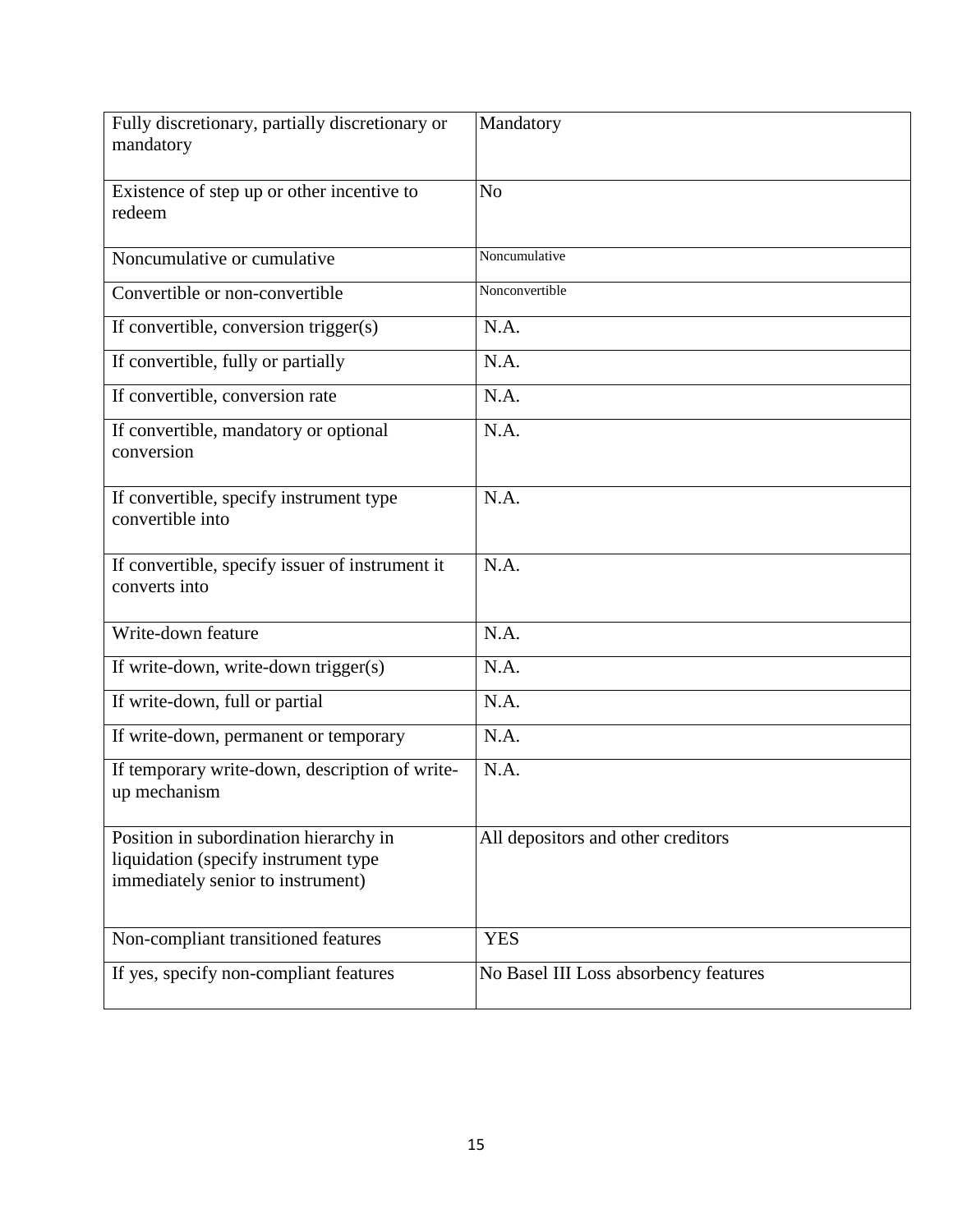| | |
|---|---|
| Fully discretionary, partially discretionary or mandatory | Mandatory |
| Existence of step up or other incentive to redeem | No |
| Noncumulative or cumulative | Noncumulative |
| Convertible or non-convertible | Nonconvertible |
| If convertible, conversion trigger(s) | N.A. |
| If convertible, fully or partially | N.A. |
| If convertible, conversion rate | N.A. |
| If convertible, mandatory or optional conversion | N.A. |
| If convertible, specify instrument type convertible into | N.A. |
| If convertible, specify issuer of instrument it converts into | N.A. |
| Write-down feature | N.A. |
| If write-down, write-down trigger(s) | N.A. |
| If write-down, full or partial | N.A. |
| If write-down, permanent or temporary | N.A. |
| If temporary write-down, description of write-up mechanism | N.A. |
| Position in subordination hierarchy in liquidation (specify instrument type immediately senior to instrument) | All depositors and other creditors |
| Non-compliant transitioned features | YES |
| If yes, specify non-compliant features | No Basel III Loss absorbency features |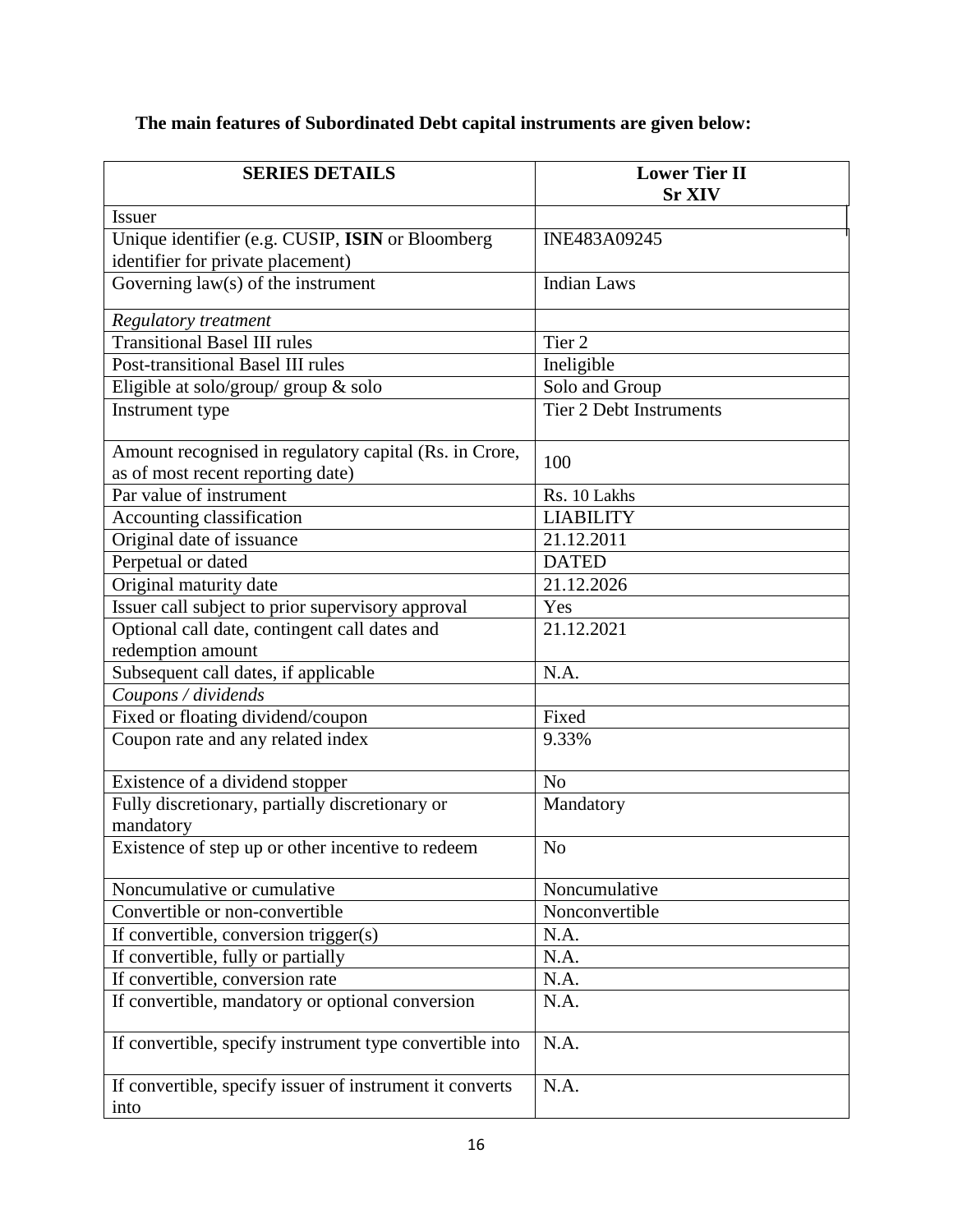**The main features of Subordinated Debt capital instruments are given below:**

| SERIES DETAILS | Lower Tier II Sr XIV |
|---|---|
| Issuer | |
| Unique identifier (e.g. CUSIP, **ISIN** or Bloomberg identifier for private placement) | INE483A09245 |
| Governing law(s) of the instrument | Indian Laws |
| *Regulatory treatment* | |
| Transitional Basel III rules | Tier 2 |
| Post-transitional Basel III rules | Ineligible |
| Eligible at solo/group/ group & solo | Solo and Group |
| Instrument type | Tier 2 Debt Instruments |
| Amount recognised in regulatory capital (Rs. in Crore, as of most recent reporting date) | 100 |
| Par value of instrument | Rs. 10 Lakhs |
| Accounting classification | LIABILITY |
| Original date of issuance | 21.12.2011 |
| Perpetual or dated | DATED |
| Original maturity date | 21.12.2026 |
| Issuer call subject to prior supervisory approval | Yes |
| Optional call date, contingent call dates and redemption amount | 21.12.2021 |
| Subsequent call dates, if applicable | N.A. |
| *Coupons / dividends* | |
| Fixed or floating dividend/coupon | Fixed |
| Coupon rate and any related index | 9.33% |
| Existence of a dividend stopper | No |
| Fully discretionary, partially discretionary or mandatory | Mandatory |
| Existence of step up or other incentive to redeem | No |
| Noncumulative or cumulative | Noncumulative |
| Convertible or non-convertible | Nonconvertible |
| If convertible, conversion trigger(s) | N.A. |
| If convertible, fully or partially | N.A. |
| If convertible, conversion rate | N.A. |
| If convertible, mandatory or optional conversion | N.A. |
| If convertible, specify instrument type convertible into | N.A. |
| If convertible, specify issuer of instrument it converts into | N.A. |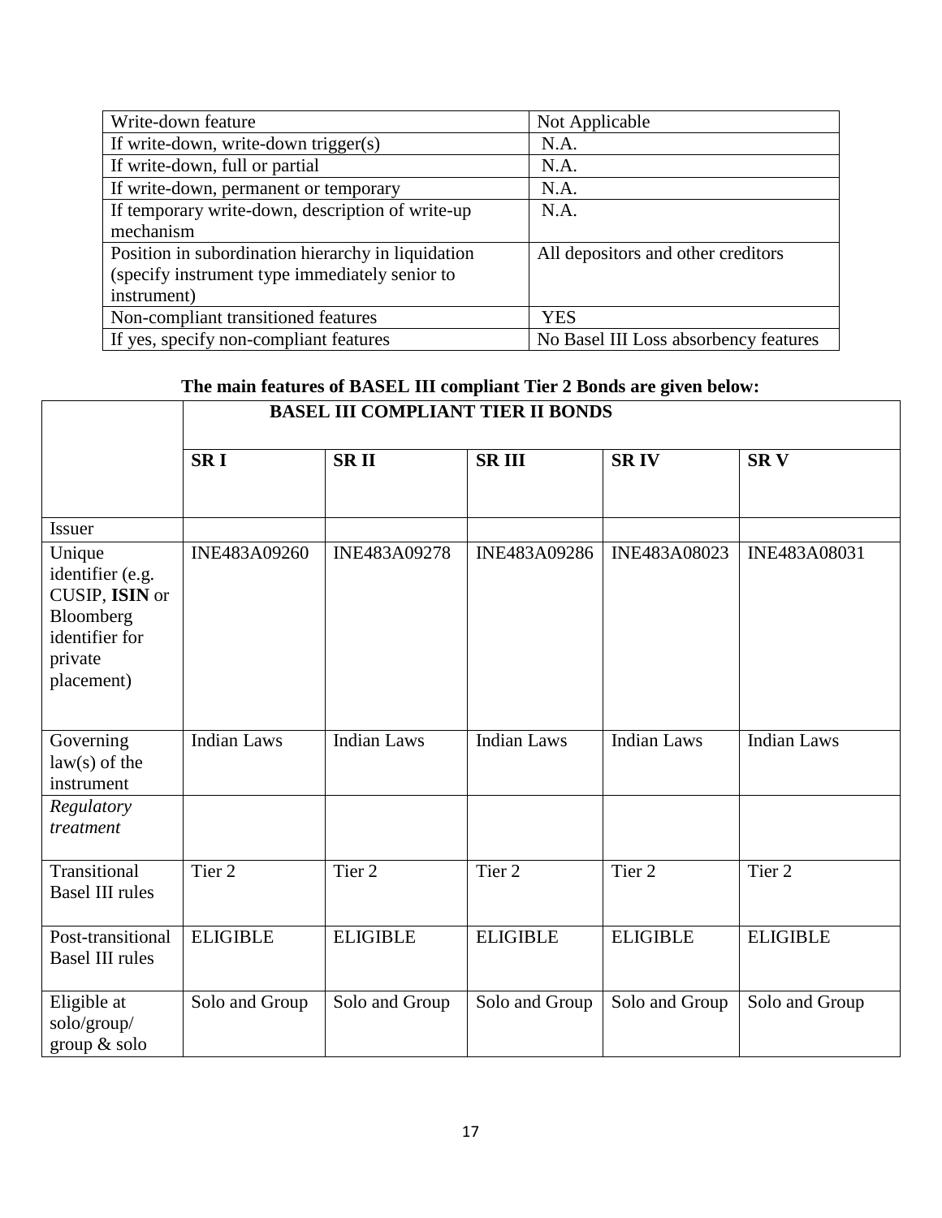| Write-down feature | Not Applicable |
|---|---|
| If write-down, write-down trigger(s) | N.A. |
| If write-down, full or partial | N.A. |
| If write-down, permanent or temporary | N.A. |
| If temporary write-down, description of write-up mechanism | N.A. |
| Position in subordination hierarchy in liquidation (specify instrument type immediately senior to instrument) | All depositors and other creditors |
| Non-compliant transitioned features | YES |
| If yes, specify non-compliant features | No Basel III Loss absorbency features |

**The main features of BASEL III compliant Tier 2 Bonds are given below:**

| | **BASEL III COMPLIANT TIER II BONDS** | | | | |
|---|---|---|---|---|---|
| | **SR I** | **SR II** | **SR III** | **SR IV** | **SR V** |
| Issuer | | | | | |
| Unique identifier (e.g. CUSIP, **ISIN** or Bloomberg identifier for private placement) | INE483A09260 | INE483A09278 | INE483A09286 | INE483A08023 | INE483A08031 |
| Governing law(s) of the instrument | Indian Laws | Indian Laws | Indian Laws | Indian Laws | Indian Laws |
| *Regulatory treatment* | | | | | |
| Transitional Basel III rules | Tier 2 | Tier 2 | Tier 2 | Tier 2 | Tier 2 |
| Post-transitional Basel III rules | ELIGIBLE | ELIGIBLE | ELIGIBLE | ELIGIBLE | ELIGIBLE |
| Eligible at solo/group/ group & solo | Solo and Group | Solo and Group | Solo and Group | Solo and Group | Solo and Group |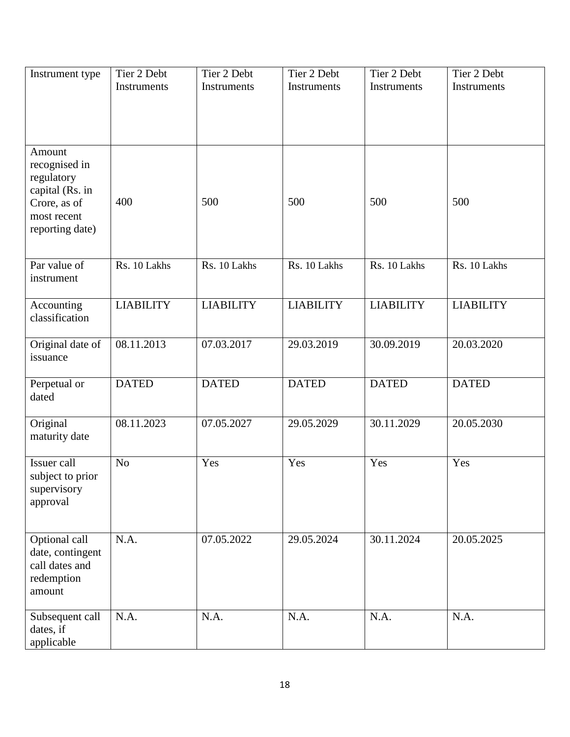| Instrument type | Tier 2 Debt Instruments | Tier 2 Debt Instruments | Tier 2 Debt Instruments | Tier 2 Debt Instruments | Tier 2 Debt Instruments |
|---|---|---|---|---|---|
| Amount recognised in regulatory capital (Rs. in Crore, as of most recent reporting date) | 400 | 500 | 500 | 500 | 500 |
| Par value of instrument | Rs. 10 Lakhs | Rs. 10 Lakhs | Rs. 10 Lakhs | Rs. 10 Lakhs | Rs. 10 Lakhs |
| Accounting classification | LIABILITY | LIABILITY | LIABILITY | LIABILITY | LIABILITY |
| Original date of issuance | 08.11.2013 | 07.03.2017 | 29.03.2019 | 30.09.2019 | 20.03.2020 |
| Perpetual or dated | DATED | DATED | DATED | DATED | DATED |
| Original maturity date | 08.11.2023 | 07.05.2027 | 29.05.2029 | 30.11.2029 | 20.05.2030 |
| Issuer call subject to prior supervisory approval | No | Yes | Yes | Yes | Yes |
| Optional call date, contingent call dates and redemption amount | N.A. | 07.05.2022 | 29.05.2024 | 30.11.2024 | 20.05.2025 |
| Subsequent call dates, if applicable | N.A. | N.A. | N.A. | N.A. | N.A. |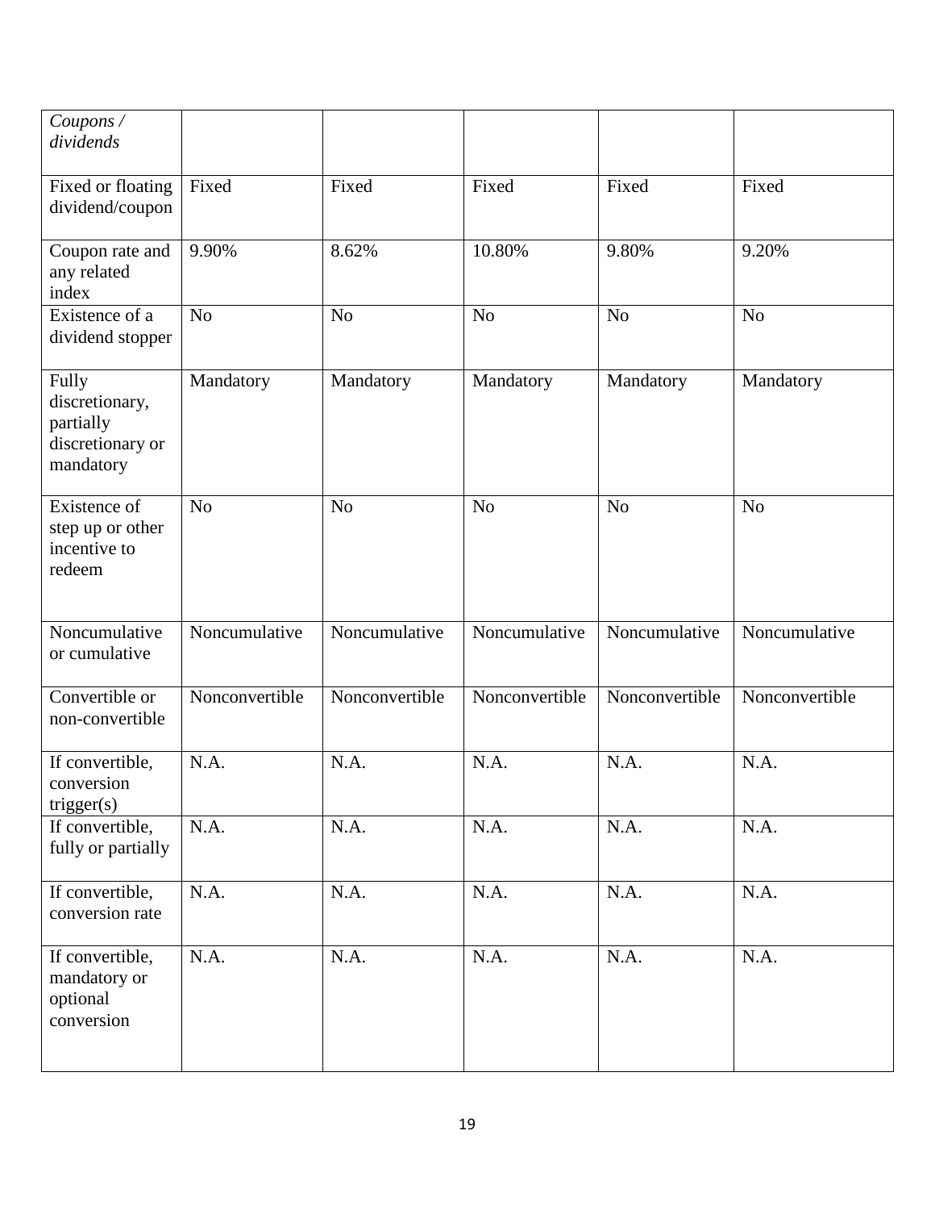| *Coupons / dividends* | | | | | |
|---|---|---|---|---|---|
| Fixed or floating dividend/coupon | Fixed | Fixed | Fixed | Fixed | Fixed |
| Coupon rate and any related index | 9.90% | 8.62% | 10.80% | 9.80% | 9.20% |
| Existence of a dividend stopper | No | No | No | No | No |
| Fully discretionary, partially discretionary or mandatory | Mandatory | Mandatory | Mandatory | Mandatory | Mandatory |
| Existence of step up or other incentive to redeem | No | No | No | No | No |
| Noncumulative or cumulative | Noncumulative | Noncumulative | Noncumulative | Noncumulative | Noncumulative |
| Convertible or non-convertible | Nonconvertible | Nonconvertible | Nonconvertible | Nonconvertible | Nonconvertible |
| If convertible, conversion trigger(s) | N.A. | N.A. | N.A. | N.A. | N.A. |
| If convertible, fully or partially | N.A. | N.A. | N.A. | N.A. | N.A. |
| If convertible, conversion rate | N.A. | N.A. | N.A. | N.A. | N.A. |
| If convertible, mandatory or optional conversion | N.A. | N.A. | N.A. | N.A. | N.A. |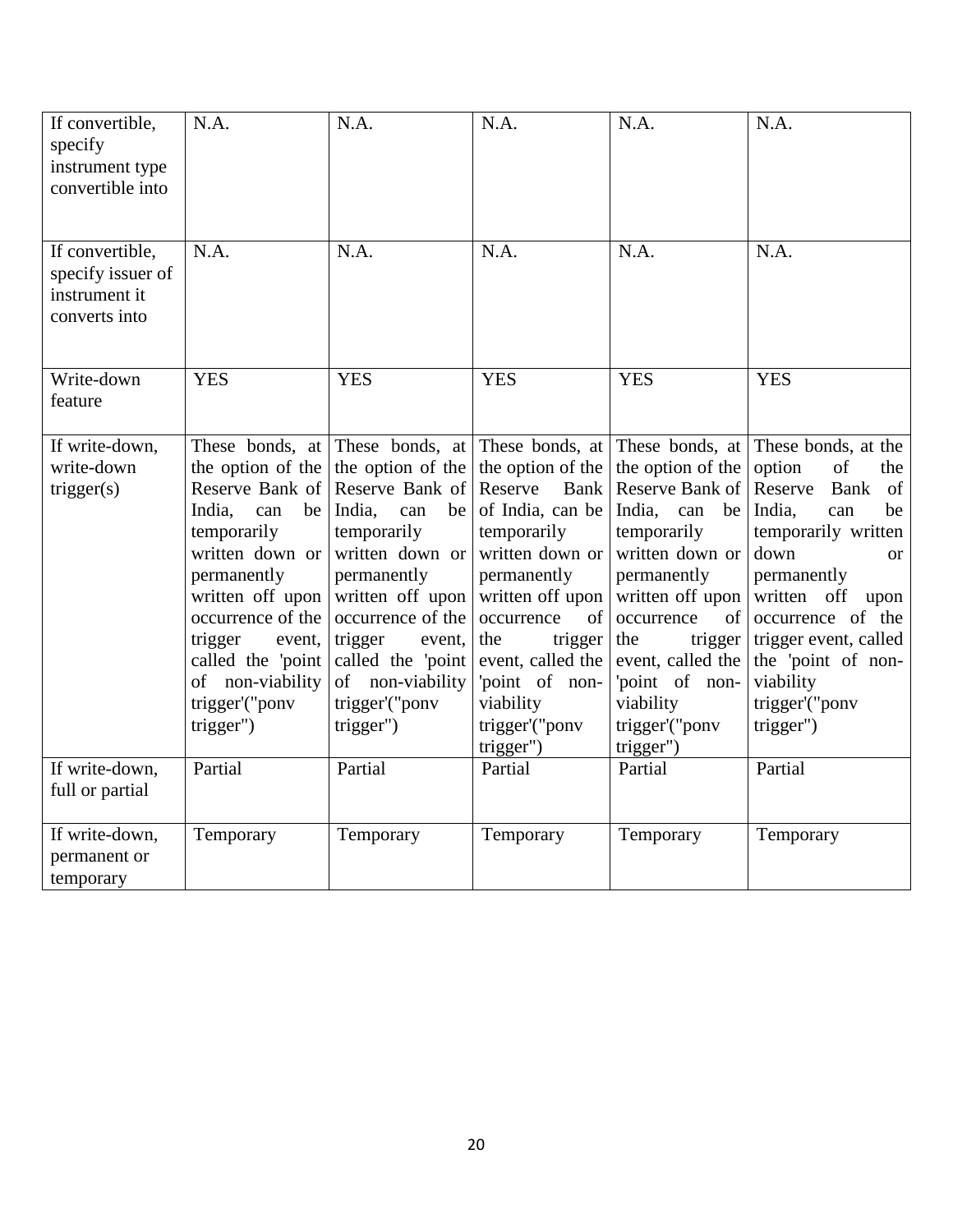| If convertible, specify instrument type convertible into | N.A. | N.A. | N.A. | N.A. | N.A. |
|---|---|---|---|---|---|
| If convertible, specify issuer of instrument it converts into | N.A. | N.A. | N.A. | N.A. | N.A. |
| Write-down feature | YES | YES | YES | YES | YES |
| If write-down, write-down trigger(s) | These bonds, at the option of the Reserve Bank of India, can be temporarily written down or permanently written off upon occurrence of the trigger event, called the 'point of non-viability trigger'("ponv trigger") | These bonds, at the option of the Reserve Bank of India, can be temporarily written down or permanently written off upon occurrence of the trigger event, called the 'point of non-viability trigger'("ponv trigger") | These bonds, at the option of the Reserve Bank of India, can be temporarily written down or permanently written off upon occurrence of the trigger event, called the 'point of non-viability trigger'("ponv trigger") | These bonds, at the option of the Reserve Bank of India, can be temporarily written down or permanently written off upon occurrence of the trigger event, called the 'point of non-viability trigger'("ponv trigger") | These bonds, at the option of the Reserve Bank of India, can be temporarily written down or permanently written off upon occurrence of the trigger event, called the 'point of non-viability trigger'("ponv trigger") |
| If write-down, full or partial | Partial | Partial | Partial | Partial | Partial |
| If write-down, permanent or temporary | Temporary | Temporary | Temporary | Temporary | Temporary |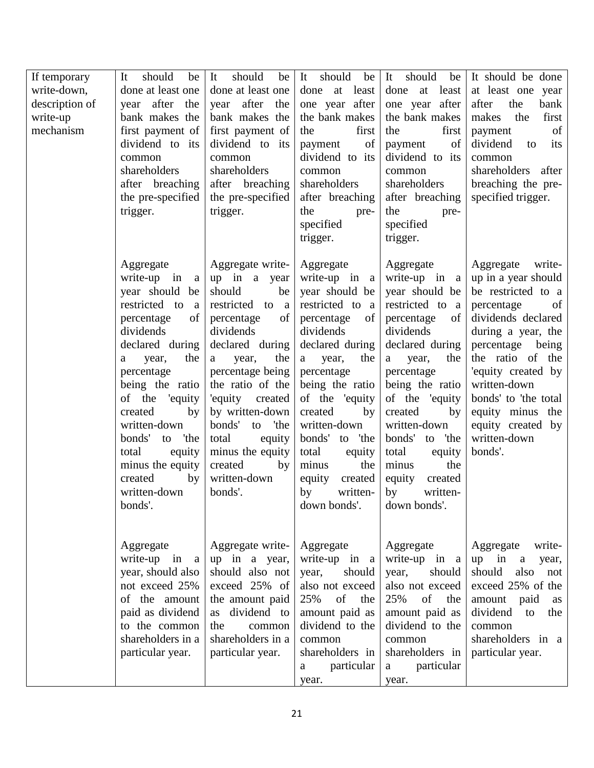| If temporary write-down, description of write-up mechanism | It should be done at least one year after the bank makes the first payment of dividend to its common shareholders after breaching the pre-specified trigger.<br><br>Aggregate write-up in a year should be restricted to a percentage of dividends declared during a year, the percentage being the ratio of the 'equity created by written-down bonds' to 'the total equity minus the equity created by written-down bonds'.<br><br>Aggregate write-up in a year, should also not exceed 25% of the amount paid as dividend to the common shareholders in a particular year. | It should be done at least one year after the bank makes the first payment of dividend to its common shareholders after breaching the pre-specified trigger.<br><br>Aggregate write-up in a year should be restricted to a percentage of dividends declared during a year, the percentage being the ratio of the 'equity created by written-down bonds' to 'the total equity minus the equity created by written-down bonds'.<br><br>Aggregate write-up in a year, should also not exceed 25% of the amount paid as dividend to the common shareholders in a particular year. | It should be done at least one year after the bank makes the first payment of dividend to its common shareholders after breaching the pre-specified trigger.<br><br>Aggregate write-up in a year should be restricted to a percentage of dividends declared during a year, the percentage being the ratio of the 'equity created by written-down bonds' to 'the total equity minus the equity created by written-down bonds'.<br><br>Aggregate write-up in a year, should also not exceed 25% of the amount paid as dividend to the common shareholders in a particular year. | It should be done at least one year after the bank makes the first payment of dividend to its common shareholders after breaching the pre-specified trigger.<br><br>Aggregate write-up in a year should be restricted to a percentage of dividends declared during a year, the percentage being the ratio of the 'equity created by written-down bonds' to 'the total equity minus the equity created by written-down bonds'.<br><br>Aggregate write-up in a year, should also not exceed 25% of the amount paid as dividend to the common shareholders in a particular year. | It should be done at least one year after the bank makes the first payment of dividend to its common shareholders after breaching the pre-specified trigger.<br><br>Aggregate write-up in a year should be restricted to a percentage of dividends declared during a year, the percentage being the ratio of the 'equity created by written-down bonds' to 'the total equity minus the equity created by written-down bonds'.<br><br>Aggregate write-up in a year, should also not exceed 25% of the amount paid as dividend to the common shareholders in a particular year. |
|---|---|---|---|---|---|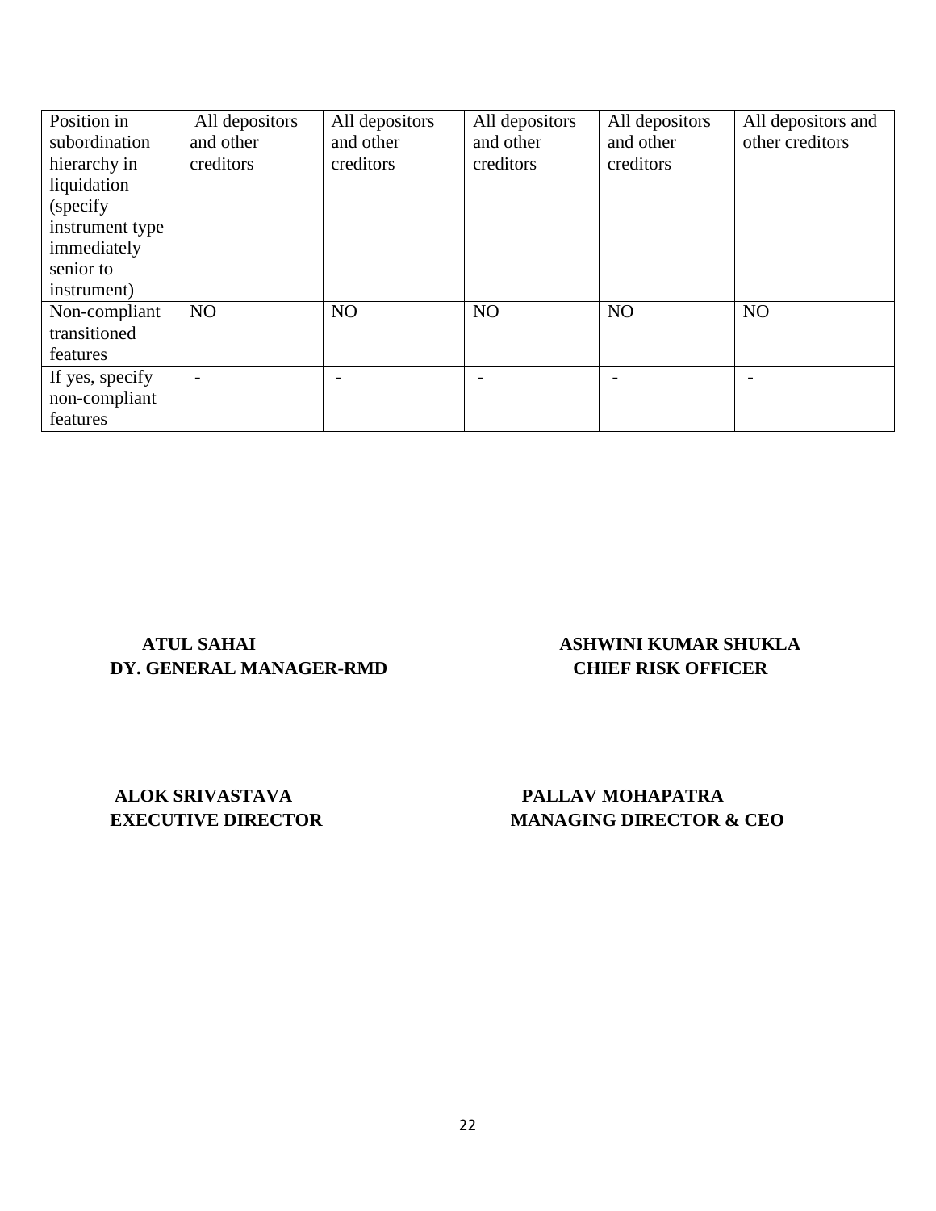| | | | | | |
|---|---|---|---|---|---|
| Position in subordination hierarchy in liquidation (specify instrument type immediately senior to instrument) | All depositors and other creditors | All depositors and other creditors | All depositors and other creditors | All depositors and other creditors | All depositors and other creditors |
| Non-compliant transitioned features | NO | NO | NO | NO | NO |
| If yes, specify non-compliant features | - | - | - | - | - |

**ATUL SAHAI**
**DY. GENERAL MANAGER-RMD**

**ASHWINI KUMAR SHUKLA**
**CHIEF RISK OFFICER**

**ALOK SRIVASTAVA**
**EXECUTIVE DIRECTOR**

**PALLAV MOHAPATRA**
**MANAGING DIRECTOR & CEO**